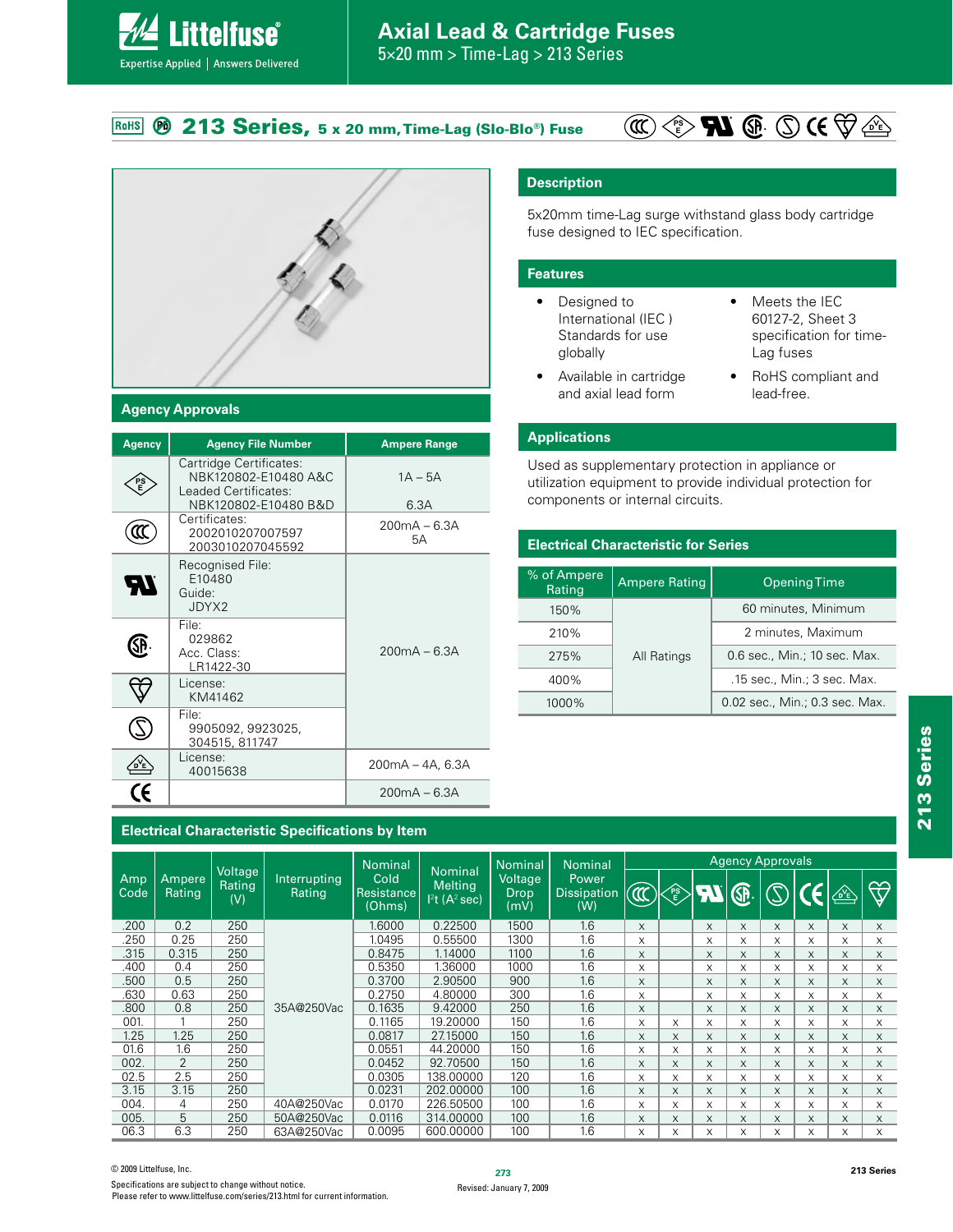# Axial Lead & Cartridge Fuses

5×20 mm > Time-Lag > 213 Series

## 213 Series, 5 x 20 mm, Time-Lag (Slo-Blo®) Fuse

RoHS

## Description

5x20mm time-Lag surge withstand glass body cartridge fuse designed to IEC specification.

## Features

- Designed to International (IEC ) Standards for use globally
- Available in cartridge and axial lead form
- Meets the IEC 60127-2, Sheet 3 specification for time-Lag fuses
- RoHS compliant and lead-free.

## Applications

Used as supplementary protection in appliance or utilization equipment to provide individual protection for components or internal circuits.

## Agency Approvals

| Agency | Agency File Number | Ampere Range |
|---|---|---|
| PSE | Cartridge Certificates: NBK120802-E10480 A&C Leaded Certificates: NBK120802-E10480 B&D | 1A – 5A<br>6.3A |
| CCC | Certificates: 2002010207007597 2003010207045592 | 200mA – 6.3A<br>5A |
| UR | Recognised File: E10480 Guide: JDYX2 | 200mA – 6.3A |
| CSA | File: 029862 Acc. Class: LR1422-30 | 200mA – 6.3A |
| KC | License: KM41462 | 200mA – 6.3A |
| Semko | File: 9905092, 9923025, 304515, 811747 | 200mA – 6.3A |
| VDE | License: 40015638 | 200mA – 4A, 6.3A |
| CE | | 200mA – 6.3A |

## Electrical Characteristic for Series

| % of Ampere Rating | Ampere Rating | Opening Time |
|---|---|---|
| 150% | All Ratings | 60 minutes, Minimum |
| 210% | | 2 minutes, Maximum |
| 275% | | 0.6 sec., Min.; 10 sec. Max. |
| 400% | | .15 sec., Min.; 3 sec. Max. |
| 1000% | | 0.02 sec., Min.; 0.3 sec. Max. |

## Electrical Characteristic Specifications by Item

| Amp Code | Ampere Rating | Voltage Rating (V) | Interrupting Rating | Nominal Cold Resistance (Ohms) | Nominal Melting I²t (A² sec) | Nominal Voltage Drop (mV) | Nominal Power Dissipation (W) | Agency Approvals: CCC | PSE | UR | CSA | Semko | CE | VDE | KC |
|---|---|---|---|---|---|---|---|---|---|---|---|---|---|---|---|
| .200 | 0.2 | 250 | 35A@250Vac | 1.6000 | 0.22500 | 1500 | 1.6 | x | | x | x | x | x | x | x |
| .250 | 0.25 | 250 | 35A@250Vac | 1.0495 | 0.55500 | 1300 | 1.6 | x | | x | x | x | x | x | x |
| .315 | 0.315 | 250 | 35A@250Vac | 0.8475 | 1.14000 | 1100 | 1.6 | x | | x | x | x | x | x | x |
| .400 | 0.4 | 250 | 35A@250Vac | 0.5350 | 1.36000 | 1000 | 1.6 | x | | x | x | x | x | x | x |
| .500 | 0.5 | 250 | 35A@250Vac | 0.3700 | 2.90500 | 900 | 1.6 | x | | x | x | x | x | x | x |
| .630 | 0.63 | 250 | 35A@250Vac | 0.2750 | 4.80000 | 300 | 1.6 | x | | x | x | x | x | x | x |
| .800 | 0.8 | 250 | 35A@250Vac | 0.1635 | 9.42000 | 250 | 1.6 | x | | x | x | x | x | x | x |
| 001. | 1 | 250 | 35A@250Vac | 0.1165 | 19.20000 | 150 | 1.6 | x | x | x | x | x | x | x | x |
| 1.25 | 1.25 | 250 | 35A@250Vac | 0.0817 | 27.15000 | 150 | 1.6 | x | x | x | x | x | x | x | x |
| 01.6 | 1.6 | 250 | 35A@250Vac | 0.0551 | 44.20000 | 150 | 1.6 | x | x | x | x | x | x | x | x |
| 002. | 2 | 250 | 35A@250Vac | 0.0452 | 92.70500 | 150 | 1.6 | x | x | x | x | x | x | x | x |
| 02.5 | 2.5 | 250 | 35A@250Vac | 0.0305 | 138.00000 | 120 | 1.6 | x | x | x | x | x | x | x | x |
| 3.15 | 3.15 | 250 | 35A@250Vac | 0.0231 | 202.00000 | 100 | 1.6 | x | x | x | x | x | x | x | x |
| 004. | 4 | 250 | 40A@250Vac | 0.0170 | 226.50500 | 100 | 1.6 | x | x | x | x | x | x | x | x |
| 005. | 5 | 250 | 50A@250Vac | 0.0116 | 314.00000 | 100 | 1.6 | x | x | x | x | x | x | x | x |
| 06.3 | 6.3 | 250 | 63A@250Vac | 0.0095 | 600.00000 | 100 | 1.6 | x | x | x | x | x | x | x | x |

© 2009 Littelfuse, Inc.
Specifications are subject to change without notice.
Please refer to www.littelfuse.com/series/213.html for current information.

Revised: January 7, 2009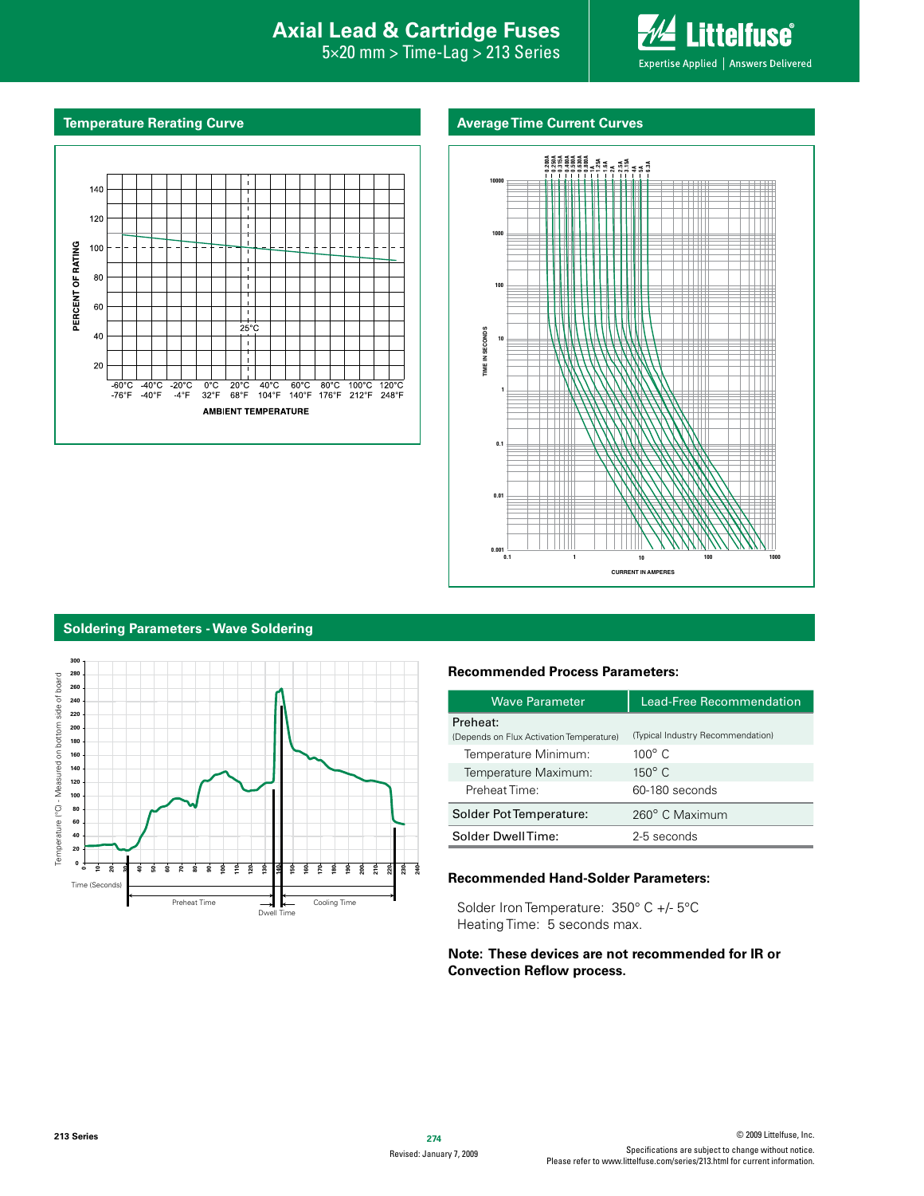# Axial Lead & Cartridge Fuses

5×20 mm > Time-Lag > 213 Series

## Temperature Rerating Curve

PERCENT OF RATING

140, 120, 100, 80, 60, 40, 20

25°C

-60°C -76°F | -40°C -40°F | -20°C -4°F | 0°C 32°F | 20°C 68°F | 40°C 104°F | 60°C 140°F | 80°C 176°F | 100°C 212°F | 120°C 248°F

AMBIENT TEMPERATURE

## Average Time Current Curves

0.200A, 0.250A, 0.315A, 0.400A, 0.500A, 0.630A, 0.800A, 1A, 1.25A, 1.6A, 2A, 2.5A, 3.15A, 4A, 5A, 6.3A

TIME IN SECONDS

CURRENT IN AMPERES

## Soldering Parameters - Wave Soldering

Temperature (°C) - Measured on bottom side of board

Time (Seconds)

Preheat Time | Dwell Time | Cooling Time

### Recommended Process Parameters:

| Wave Parameter | Lead-Free Recommendation |
|---|---|
| Preheat: (Depends on Flux Activation Temperature) | (Typical Industry Recommendation) |
| Temperature Minimum: | 100° C |
| Temperature Maximum: | 150° C |
| Preheat Time: | 60-180 seconds |
| Solder Pot Temperature: | 260° C Maximum |
| Solder Dwell Time: | 2-5 seconds |

### Recommended Hand-Solder Parameters:

Solder Iron Temperature: 350° C +/- 5°C
Heating Time: 5 seconds max.

**Note: These devices are not recommended for IR or Convection Reflow process.**

213 Series

Revised: January 7, 2009

© 2009 Littelfuse, Inc.
Specifications are subject to change without notice.
Please refer to www.littelfuse.com/series/213.html for current information.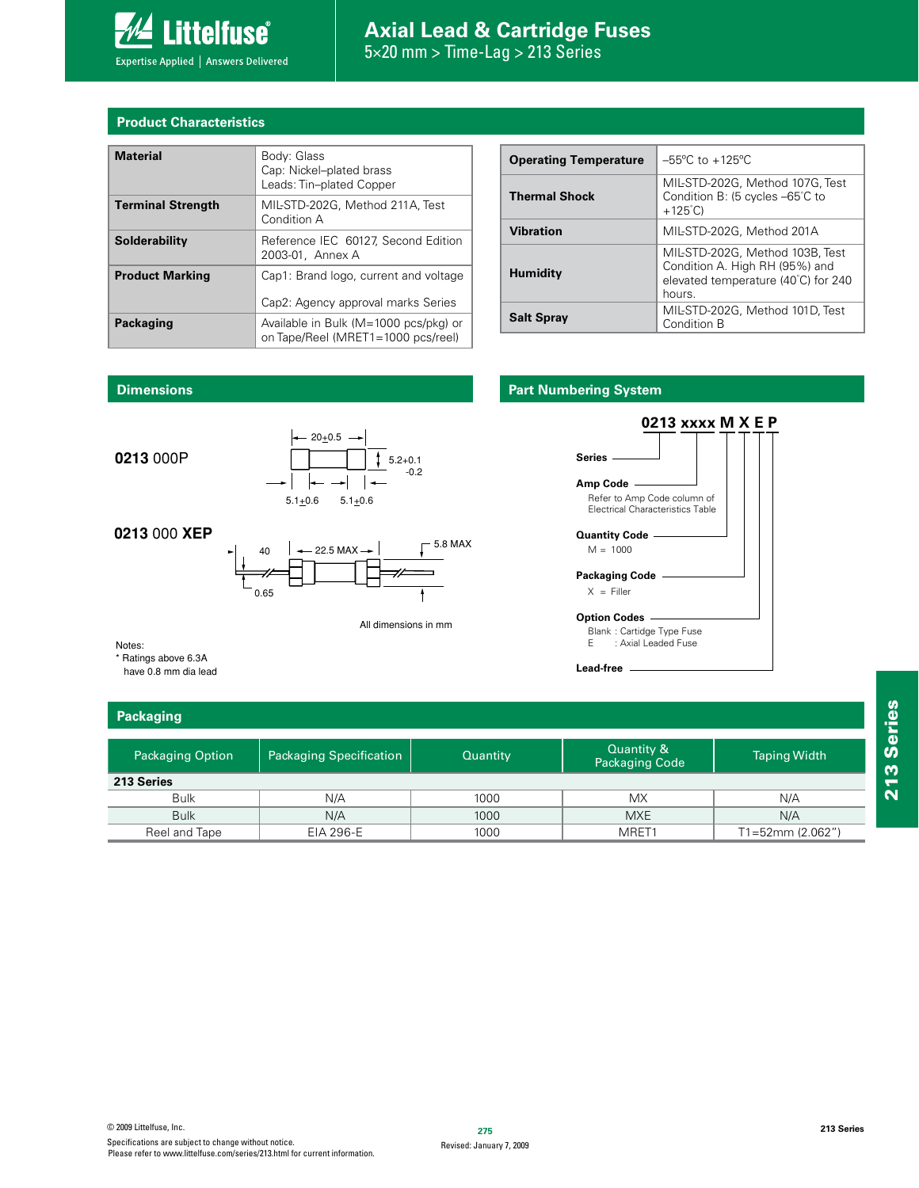# Axial Lead & Cartridge Fuses

5×20 mm > Time-Lag > 213 Series

## Product Characteristics

| | |
|---|---|
| **Material** | Body: Glass<br>Cap: Nickel–plated brass<br>Leads: Tin–plated Copper |
| **Terminal Strength** | MIL-STD-202G, Method 211A, Test Condition A |
| **Solderability** | Reference IEC 60127, Second Edition 2003-01, Annex A |
| **Product Marking** | Cap1: Brand logo, current and voltage<br>Cap2: Agency approval marks Series |
| **Packaging** | Available in Bulk (M=1000 pcs/pkg) or on Tape/Reel (MRET1=1000 pcs/reel) |

| | |
|---|---|
| **Operating Temperature** | –55ºC to +125ºC |
| **Thermal Shock** | MIL-STD-202G, Method 107G, Test Condition B: (5 cycles –65˚C to +125˚C) |
| **Vibration** | MIL-STD-202G, Method 201A |
| **Humidity** | MIL-STD-202G, Method 103B, Test Condition A. High RH (95%) and elevated temperature (40˚C) for 240 hours. |
| **Salt Spray** | MIL-STD-202G, Method 101D, Test Condition B |

## Dimensions

**0213** 000P

20±0.5
5.2+0.1 -0.2
5.1±0.6
5.1±0.6

**0213** 000 **XEP**

40
22.5 MAX
5.8 MAX
0.65

All dimensions in mm

Notes:
* Ratings above 6.3A have 0.8 mm dia lead

## Part Numbering System

**0213 xxxx M X E P**

**Series**

**Amp Code**
Refer to Amp Code column of Electrical Characteristics Table

**Quantity Code**
M = 1000

**Packaging Code**
X = Filler

**Option Codes**
Blank : Cartidge Type Fuse
E : Axial Leaded Fuse

**Lead-free**

## Packaging

| Packaging Option | Packaging Specification | Quantity | Quantity & Packaging Code | Taping Width |
|---|---|---|---|---|
| **213 Series** | | | | |
| Bulk | N/A | 1000 | MX | N/A |
| Bulk | N/A | 1000 | MXE | N/A |
| Reel and Tape | EIA 296-E | 1000 | MRET1 | T1=52mm (2.062") |

© 2009 Littelfuse, Inc.
Specifications are subject to change without notice.
Please refer to www.littelfuse.com/series/213.html for current information.

Revised: January 7, 2009